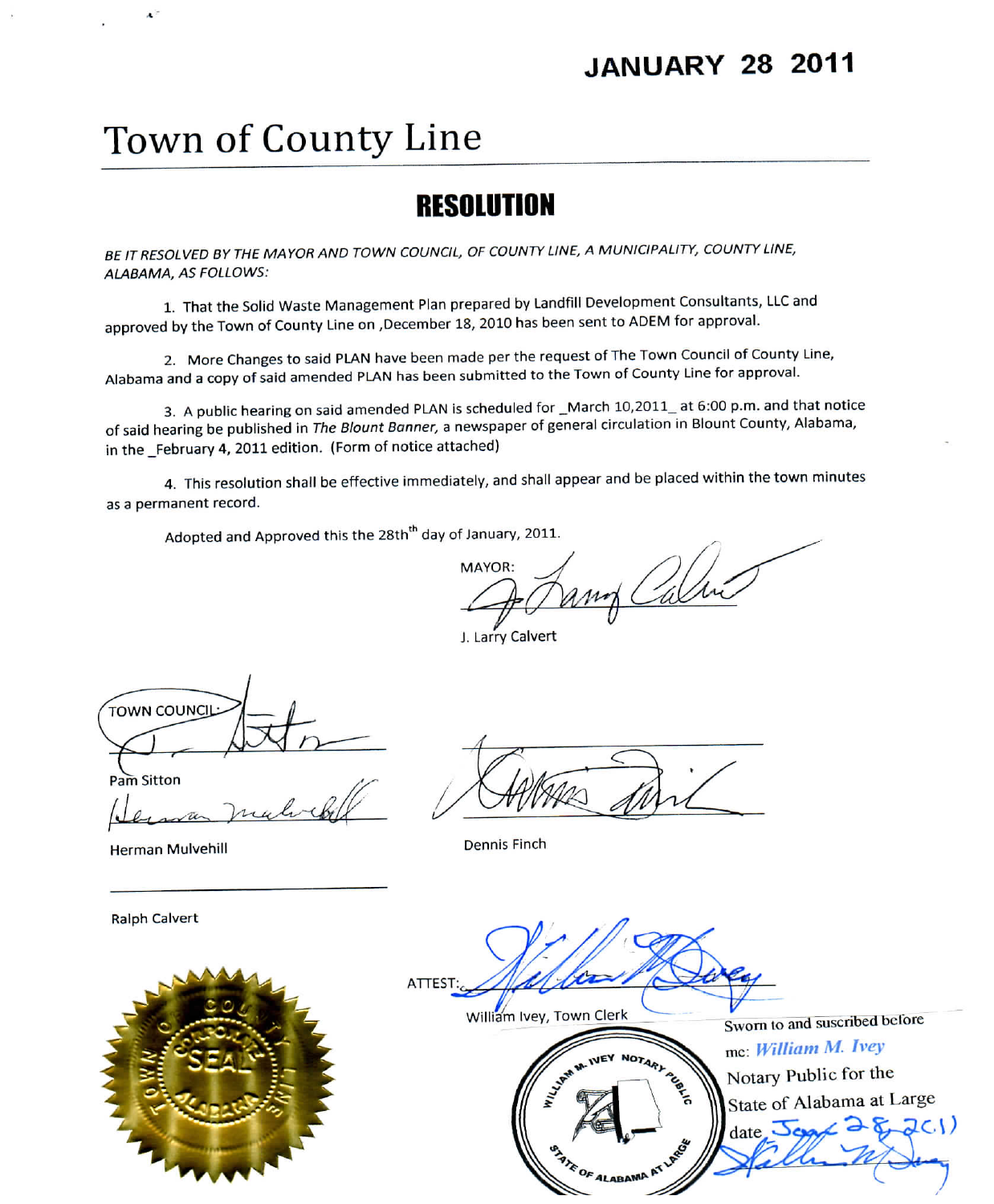**JANUARY 28 2011**

# Town of County Line

## RESOLUTION

*BE IT RESOLVED BY THE MAYOR AND TOWN COUNCIL, OF COUNTY LINE, A MUNICIPALITY, COUNTY LINE, ALABAMA, AS FOLLOWS:*

1. That the Solid Waste Management Plan prepared by Landfill Development Consultants, LLC and approved by the Town of County Line on ,December 18, 2010 has been sent to ADEM for approval.

2. More Changes to said PLAN have been made per the request of The Town Council of County Line, Alabama and a copy of said amended PLAN has been submitted to the Town of County Line for approval.

3. A public hearing on said amended PLAN is scheduled for _March 10,2011_ at 6:00 p.m. and that notice of said hearing be published in *The Blount Banner,* a newspaper of general circulation in Blount County, Alabama, in the _February 4, 2011 edition. (Form of notice attached)

4. This resolution shall be effective immediately, and shall appear and be placed within the town minutes as a permanent record.

Adopted and Approved this the 28th day of January, 2011.

MAYOR:

J. Larry Calvert

TOWN COUNCIL:

Pam Sitton

Herman Mulvehill

Dennis Finch

Ralph Calvert

COUNTY LINE TOWN OF CORPORATE SEAL ALABAMA

ATTEST:

William Ivey, Town Clerk

WILLIAM M. IVEY NOTARY PUBLIC STATE OF ALABAMA AT LARGE

Sworn to and suscribed before me: *William M. Ivey*
Notary Public for the State of Alabama at Large
date Jan 28 2011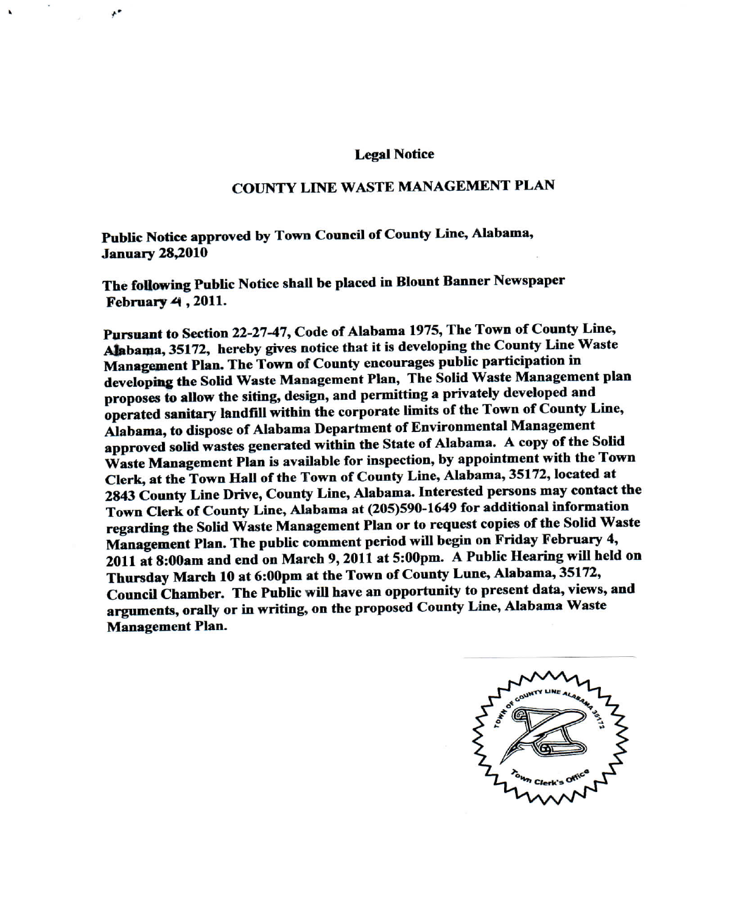**Legal Notice**

**COUNTY LINE WASTE MANAGEMENT PLAN**

**Public Notice approved by Town Council of County Line, Alabama, January 28,2010**

**The following Public Notice shall be placed in Blount Banner Newspaper February 4 , 2011.**

**Pursuant to Section 22-27-47, Code of Alabama 1975, The Town of County Line, Alabama, 35172, hereby gives notice that it is developing the County Line Waste Management Plan. The Town of County encourages public participation in developing the Solid Waste Management Plan, The Solid Waste Management plan proposes to allow the siting, design, and permitting a privately developed and operated sanitary landfill within the corporate limits of the Town of County Line, Alabama, to dispose of Alabama Department of Environmental Management approved solid wastes generated within the State of Alabama. A copy of the Solid Waste Management Plan is available for inspection, by appointment with the Town Clerk, at the Town Hall of the Town of County Line, Alabama, 35172, located at 2843 County Line Drive, County Line, Alabama. Interested persons may contact the Town Clerk of County Line, Alabama at (205)590-1649 for additional information regarding the Solid Waste Management Plan or to request copies of the Solid Waste Management Plan. The public comment period will begin on Friday February 4, 2011 at 8:00am and end on March 9, 2011 at 5:00pm. A Public Hearing will held on Thursday March 10 at 6:00pm at the Town of County Lune, Alabama, 35172, Council Chamber. The Public will have an opportunity to present data, views, and arguments, orally or in writing, on the proposed County Line, Alabama Waste Management Plan.**

TOWN OF COUNTY LINE ALABAMA 35172

Town Clerk's Office